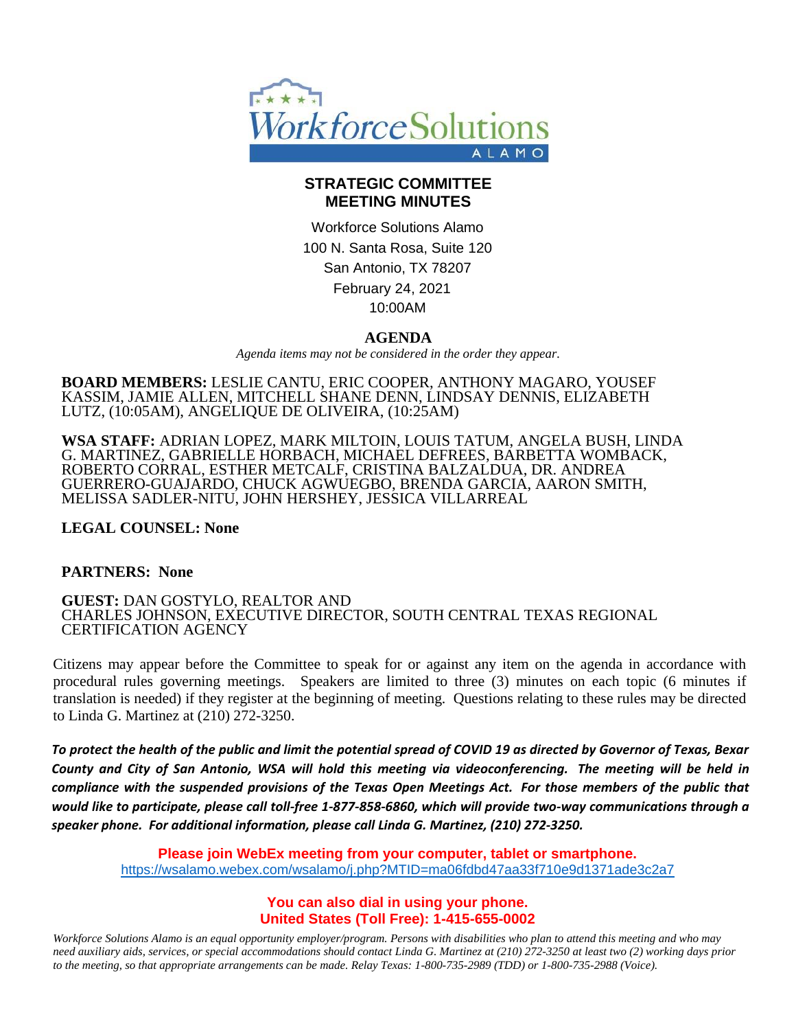# STRATEGIC COMMITTEE
# MEETING MINUTES

Workforce Solutions Alamo
100 N. Santa Rosa, Suite 120
San Antonio, TX 78207
February 24, 2021
10:00AM

## AGENDA

*Agenda items may not be considered in the order they appear.*

**BOARD MEMBERS:** LESLIE CANTU, ERIC COOPER, ANTHONY MAGARO, YOUSEF KASSIM, JAMIE ALLEN, MITCHELL SHANE DENN, LINDSAY DENNIS, ELIZABETH LUTZ, (10:05AM), ANGELIQUE DE OLIVEIRA, (10:25AM)

**WSA STAFF:** ADRIAN LOPEZ, MARK MILTOIN, LOUIS TATUM, ANGELA BUSH, LINDA G. MARTINEZ, GABRIELLE HORBACH, MICHAEL DEFREES, BARBETTA WOMBACK, ROBERTO CORRAL, ESTHER METCALF, CRISTINA BALZALDUA, DR. ANDREA GUERRERO-GUAJARDO, CHUCK AGWUEGBO, BRENDA GARCIA, AARON SMITH, MELISSA SADLER-NITU, JOHN HERSHEY, JESSICA VILLARREAL

**LEGAL COUNSEL: None**

**PARTNERS: None**

**GUEST:** DAN GOSTYLO, REALTOR AND
CHARLES JOHNSON, EXECUTIVE DIRECTOR, SOUTH CENTRAL TEXAS REGIONAL CERTIFICATION AGENCY

Citizens may appear before the Committee to speak for or against any item on the agenda in accordance with procedural rules governing meetings. Speakers are limited to three (3) minutes on each topic (6 minutes if translation is needed) if they register at the beginning of meeting. Questions relating to these rules may be directed to Linda G. Martinez at (210) 272-3250.

***To protect the health of the public and limit the potential spread of COVID 19 as directed by Governor of Texas, Bexar County and City of San Antonio, WSA will hold this meeting via videoconferencing. The meeting will be held in compliance with the suspended provisions of the Texas Open Meetings Act. For those members of the public that would like to participate, please call toll-free 1-877-858-6860, which will provide two-way communications through a speaker phone. For additional information, please call Linda G. Martinez, (210) 272-3250.***

**Please join WebEx meeting from your computer, tablet or smartphone.**
https://wsalamo.webex.com/wsalamo/j.php?MTID=ma06fdbd47aa33f710e9d1371ade3c2a7

**You can also dial in using your phone.**
**United States (Toll Free): 1-415-655-0002**

*Workforce Solutions Alamo is an equal opportunity employer/program. Persons with disabilities who plan to attend this meeting and who may need auxiliary aids, services, or special accommodations should contact Linda G. Martinez at (210) 272-3250 at least two (2) working days prior to the meeting, so that appropriate arrangements can be made. Relay Texas: 1-800-735-2989 (TDD) or 1-800-735-2988 (Voice).*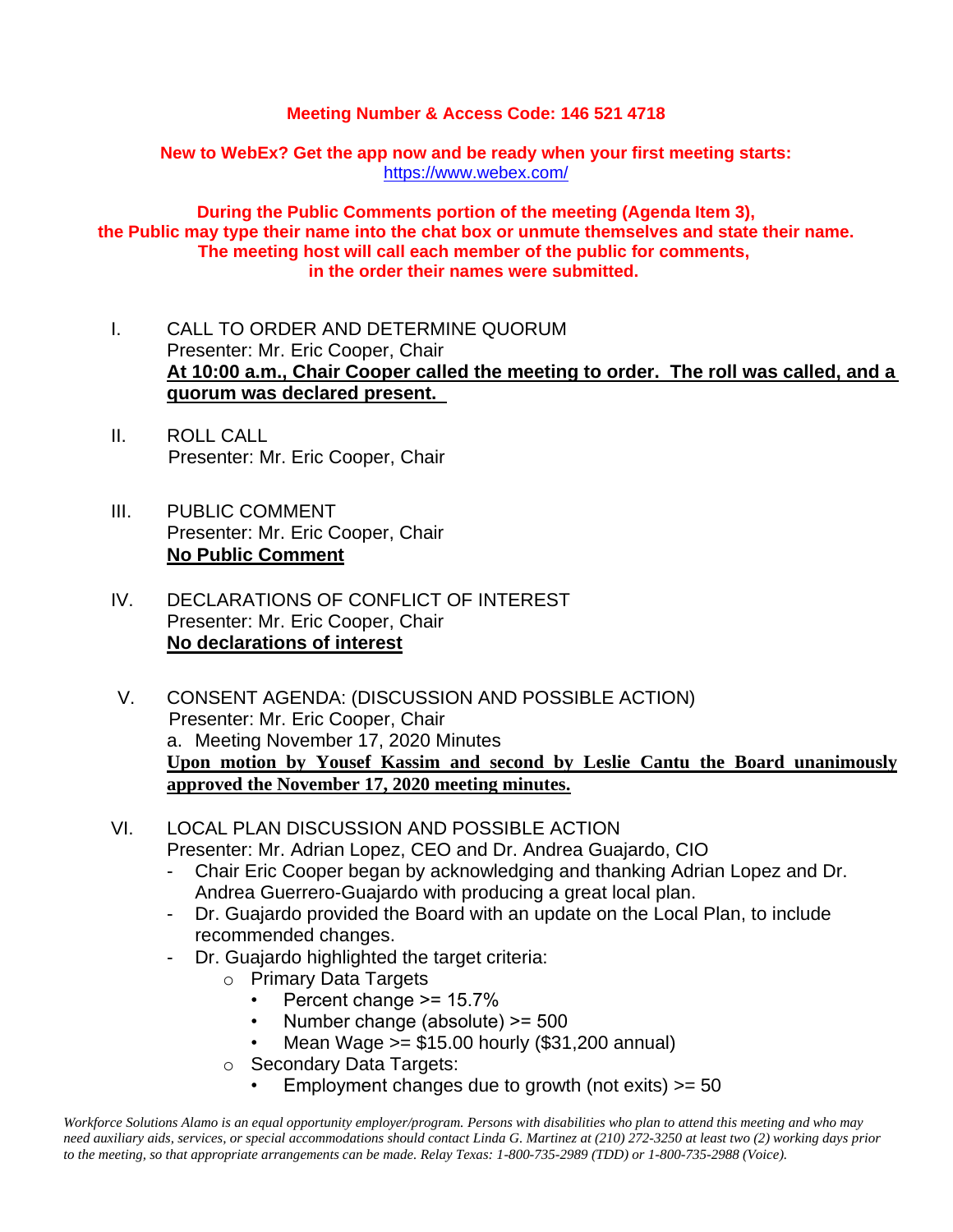**Meeting Number & Access Code: 146 521 4718**

**New to WebEx? Get the app now and be ready when your first meeting starts:**
https://www.webex.com/

**During the Public Comments portion of the meeting (Agenda Item 3), the Public may type their name into the chat box or unmute themselves and state their name. The meeting host will call each member of the public for comments, in the order their names were submitted.**

I. CALL TO ORDER AND DETERMINE QUORUM
Presenter: Mr. Eric Cooper, Chair
**At 10:00 a.m., Chair Cooper called the meeting to order. The roll was called, and a quorum was declared present.**

II. ROLL CALL
Presenter: Mr. Eric Cooper, Chair

III. PUBLIC COMMENT
Presenter: Mr. Eric Cooper, Chair
**No Public Comment**

IV. DECLARATIONS OF CONFLICT OF INTEREST
Presenter: Mr. Eric Cooper, Chair
**No declarations of interest**

V. CONSENT AGENDA: (DISCUSSION AND POSSIBLE ACTION)
Presenter: Mr. Eric Cooper, Chair
a. Meeting November 17, 2020 Minutes
**Upon motion by Yousef Kassim and second by Leslie Cantu the Board unanimously approved the November 17, 2020 meeting minutes.**

VI. LOCAL PLAN DISCUSSION AND POSSIBLE ACTION
Presenter: Mr. Adrian Lopez, CEO and Dr. Andrea Guajardo, CIO

- Chair Eric Cooper began by acknowledging and thanking Adrian Lopez and Dr. Andrea Guerrero-Guajardo with producing a great local plan.
- Dr. Guajardo provided the Board with an update on the Local Plan, to include recommended changes.
- Dr. Guajardo highlighted the target criteria:
  - Primary Data Targets
    - Percent change >= 15.7%
    - Number change (absolute) >= 500
    - Mean Wage >= $15.00 hourly ($31,200 annual)
  - Secondary Data Targets:
    - Employment changes due to growth (not exits) >= 50

*Workforce Solutions Alamo is an equal opportunity employer/program. Persons with disabilities who plan to attend this meeting and who may need auxiliary aids, services, or special accommodations should contact Linda G. Martinez at (210) 272-3250 at least two (2) working days prior to the meeting, so that appropriate arrangements can be made. Relay Texas: 1-800-735-2989 (TDD) or 1-800-735-2988 (Voice).*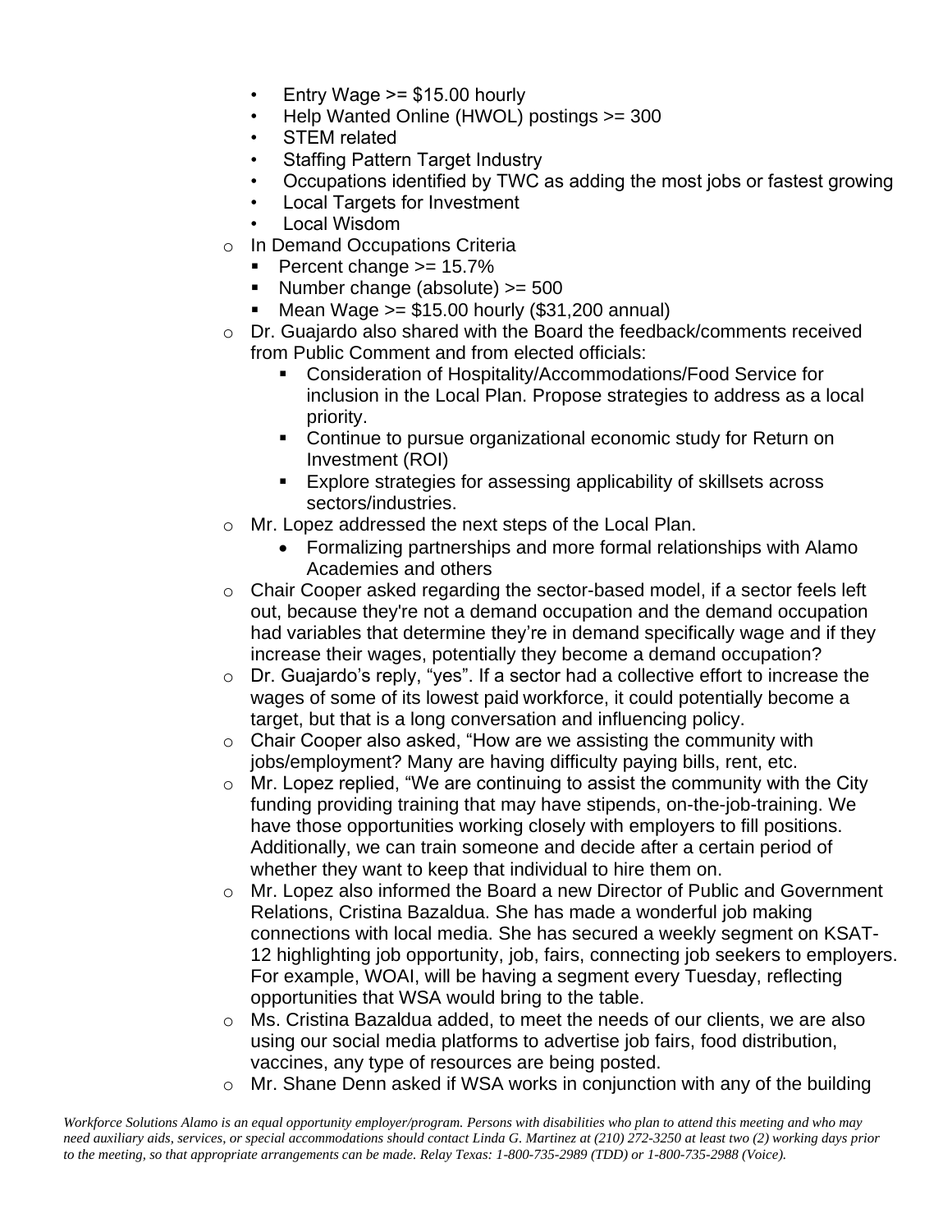- Entry Wage >= $15.00 hourly
- Help Wanted Online (HWOL) postings >= 300
- STEM related
- Staffing Pattern Target Industry
- Occupations identified by TWC as adding the most jobs or fastest growing
- Local Targets for Investment
- Local Wisdom

- In Demand Occupations Criteria
  - Percent change >= 15.7%
  - Number change (absolute) >= 500
  - Mean Wage >= $15.00 hourly ($31,200 annual)
- Dr. Guajardo also shared with the Board the feedback/comments received from Public Comment and from elected officials:
  - Consideration of Hospitality/Accommodations/Food Service for inclusion in the Local Plan. Propose strategies to address as a local priority.
  - Continue to pursue organizational economic study for Return on Investment (ROI)
  - Explore strategies for assessing applicability of skillsets across sectors/industries.
- Mr. Lopez addressed the next steps of the Local Plan.
  - Formalizing partnerships and more formal relationships with Alamo Academies and others
- Chair Cooper asked regarding the sector-based model, if a sector feels left out, because they're not a demand occupation and the demand occupation had variables that determine they're in demand specifically wage and if they increase their wages, potentially they become a demand occupation?
- Dr. Guajardo's reply, "yes". If a sector had a collective effort to increase the wages of some of its lowest paid workforce, it could potentially become a target, but that is a long conversation and influencing policy.
- Chair Cooper also asked, "How are we assisting the community with jobs/employment? Many are having difficulty paying bills, rent, etc.
- Mr. Lopez replied, "We are continuing to assist the community with the City funding providing training that may have stipends, on-the-job-training. We have those opportunities working closely with employers to fill positions. Additionally, we can train someone and decide after a certain period of whether they want to keep that individual to hire them on.
- Mr. Lopez also informed the Board a new Director of Public and Government Relations, Cristina Bazaldua. She has made a wonderful job making connections with local media. She has secured a weekly segment on KSAT-12 highlighting job opportunity, job, fairs, connecting job seekers to employers. For example, WOAI, will be having a segment every Tuesday, reflecting opportunities that WSA would bring to the table.
- Ms. Cristina Bazaldua added, to meet the needs of our clients, we are also using our social media platforms to advertise job fairs, food distribution, vaccines, any type of resources are being posted.
- Mr. Shane Denn asked if WSA works in conjunction with any of the building

*Workforce Solutions Alamo is an equal opportunity employer/program. Persons with disabilities who plan to attend this meeting and who may need auxiliary aids, services, or special accommodations should contact Linda G. Martinez at (210) 272-3250 at least two (2) working days prior to the meeting, so that appropriate arrangements can be made. Relay Texas: 1-800-735-2989 (TDD) or 1-800-735-2988 (Voice).*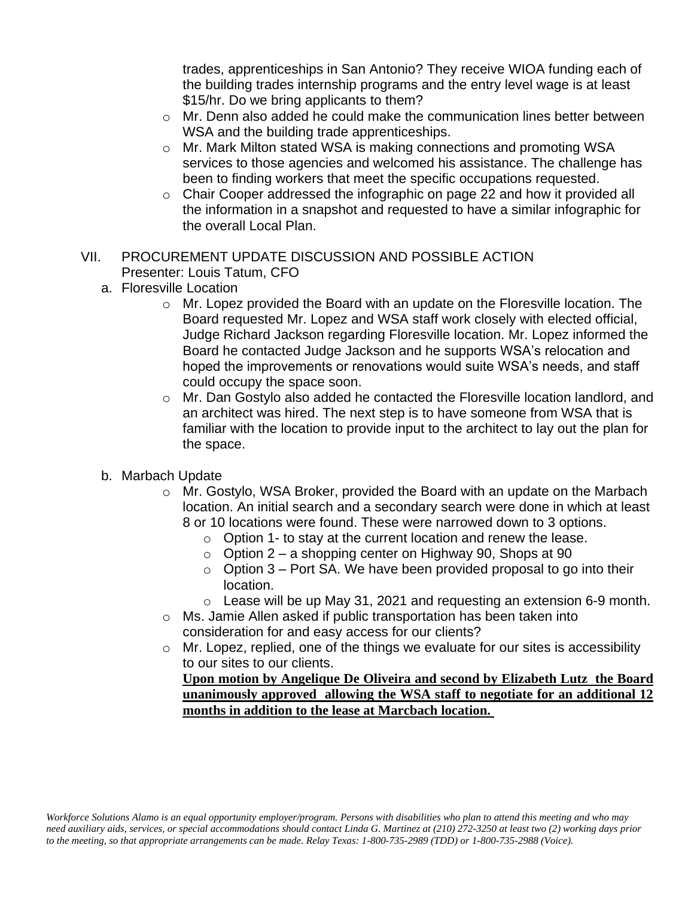trades, apprenticeships in San Antonio? They receive WIOA funding each of the building trades internship programs and the entry level wage is at least $15/hr. Do we bring applicants to them?

- Mr. Denn also added he could make the communication lines better between WSA and the building trade apprenticeships.
- Mr. Mark Milton stated WSA is making connections and promoting WSA services to those agencies and welcomed his assistance. The challenge has been to finding workers that meet the specific occupations requested.
- Chair Cooper addressed the infographic on page 22 and how it provided all the information in a snapshot and requested to have a similar infographic for the overall Local Plan.

VII. PROCUREMENT UPDATE DISCUSSION AND POSSIBLE ACTION
Presenter: Louis Tatum, CFO

a. Floresville Location
- Mr. Lopez provided the Board with an update on the Floresville location. The Board requested Mr. Lopez and WSA staff work closely with elected official, Judge Richard Jackson regarding Floresville location. Mr. Lopez informed the Board he contacted Judge Jackson and he supports WSA's relocation and hoped the improvements or renovations would suite WSA's needs, and staff could occupy the space soon.
- Mr. Dan Gostylo also added he contacted the Floresville location landlord, and an architect was hired. The next step is to have someone from WSA that is familiar with the location to provide input to the architect to lay out the plan for the space.

b. Marbach Update
- Mr. Gostylo, WSA Broker, provided the Board with an update on the Marbach location. An initial search and a secondary search were done in which at least 8 or 10 locations were found. These were narrowed down to 3 options.
  - Option 1- to stay at the current location and renew the lease.
  - Option 2 – a shopping center on Highway 90, Shops at 90
  - Option 3 – Port SA. We have been provided proposal to go into their location.
  - Lease will be up May 31, 2021 and requesting an extension 6-9 month.
- Ms. Jamie Allen asked if public transportation has been taken into consideration for and easy access for our clients?
- Mr. Lopez, replied, one of the things we evaluate for our sites is accessibility to our sites to our clients.

  **Upon motion by Angelique De Oliveira and second by Elizabeth Lutz the Board unanimously approved allowing the WSA staff to negotiate for an additional 12 months in addition to the lease at Marcbach location.**

*Workforce Solutions Alamo is an equal opportunity employer/program. Persons with disabilities who plan to attend this meeting and who may need auxiliary aids, services, or special accommodations should contact Linda G. Martinez at (210) 272-3250 at least two (2) working days prior to the meeting, so that appropriate arrangements can be made. Relay Texas: 1-800-735-2989 (TDD) or 1-800-735-2988 (Voice).*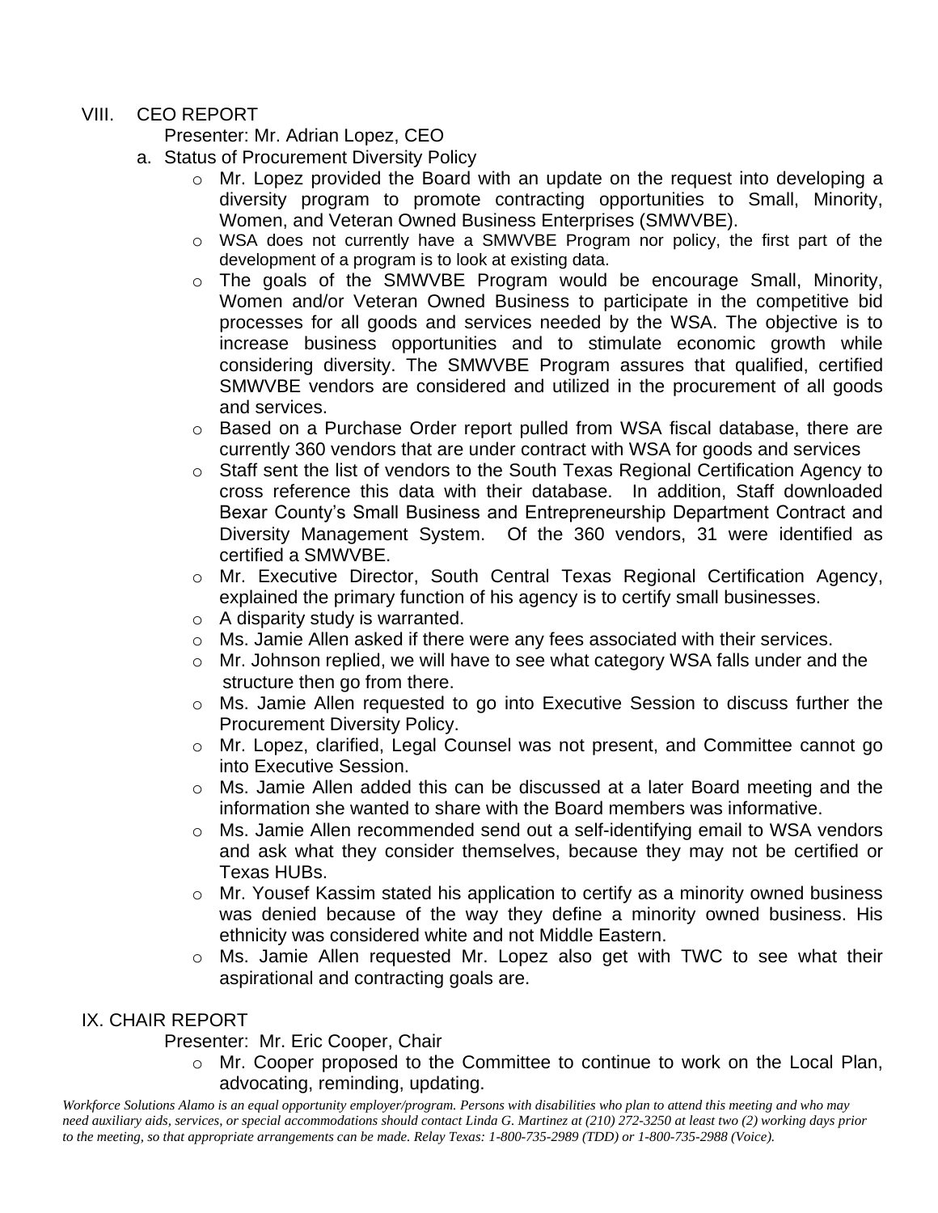VIII. CEO REPORT

Presenter: Mr. Adrian Lopez, CEO

a. Status of Procurement Diversity Policy

- Mr. Lopez provided the Board with an update on the request into developing a diversity program to promote contracting opportunities to Small, Minority, Women, and Veteran Owned Business Enterprises (SMWVBE).
- WSA does not currently have a SMWVBE Program nor policy, the first part of the development of a program is to look at existing data.
- The goals of the SMWVBE Program would be encourage Small, Minority, Women and/or Veteran Owned Business to participate in the competitive bid processes for all goods and services needed by the WSA. The objective is to increase business opportunities and to stimulate economic growth while considering diversity. The SMWVBE Program assures that qualified, certified SMWVBE vendors are considered and utilized in the procurement of all goods and services.
- Based on a Purchase Order report pulled from WSA fiscal database, there are currently 360 vendors that are under contract with WSA for goods and services
- Staff sent the list of vendors to the South Texas Regional Certification Agency to cross reference this data with their database. In addition, Staff downloaded Bexar County's Small Business and Entrepreneurship Department Contract and Diversity Management System. Of the 360 vendors, 31 were identified as certified a SMWVBE.
- Mr. Executive Director, South Central Texas Regional Certification Agency, explained the primary function of his agency is to certify small businesses.
- A disparity study is warranted.
- Ms. Jamie Allen asked if there were any fees associated with their services.
- Mr. Johnson replied, we will have to see what category WSA falls under and the structure then go from there.
- Ms. Jamie Allen requested to go into Executive Session to discuss further the Procurement Diversity Policy.
- Mr. Lopez, clarified, Legal Counsel was not present, and Committee cannot go into Executive Session.
- Ms. Jamie Allen added this can be discussed at a later Board meeting and the information she wanted to share with the Board members was informative.
- Ms. Jamie Allen recommended send out a self-identifying email to WSA vendors and ask what they consider themselves, because they may not be certified or Texas HUBs.
- Mr. Yousef Kassim stated his application to certify as a minority owned business was denied because of the way they define a minority owned business. His ethnicity was considered white and not Middle Eastern.
- Ms. Jamie Allen requested Mr. Lopez also get with TWC to see what their aspirational and contracting goals are.

IX. CHAIR REPORT

Presenter: Mr. Eric Cooper, Chair

- Mr. Cooper proposed to the Committee to continue to work on the Local Plan, advocating, reminding, updating.

*Workforce Solutions Alamo is an equal opportunity employer/program. Persons with disabilities who plan to attend this meeting and who may need auxiliary aids, services, or special accommodations should contact Linda G. Martinez at (210) 272-3250 at least two (2) working days prior to the meeting, so that appropriate arrangements can be made. Relay Texas: 1-800-735-2989 (TDD) or 1-800-735-2988 (Voice).*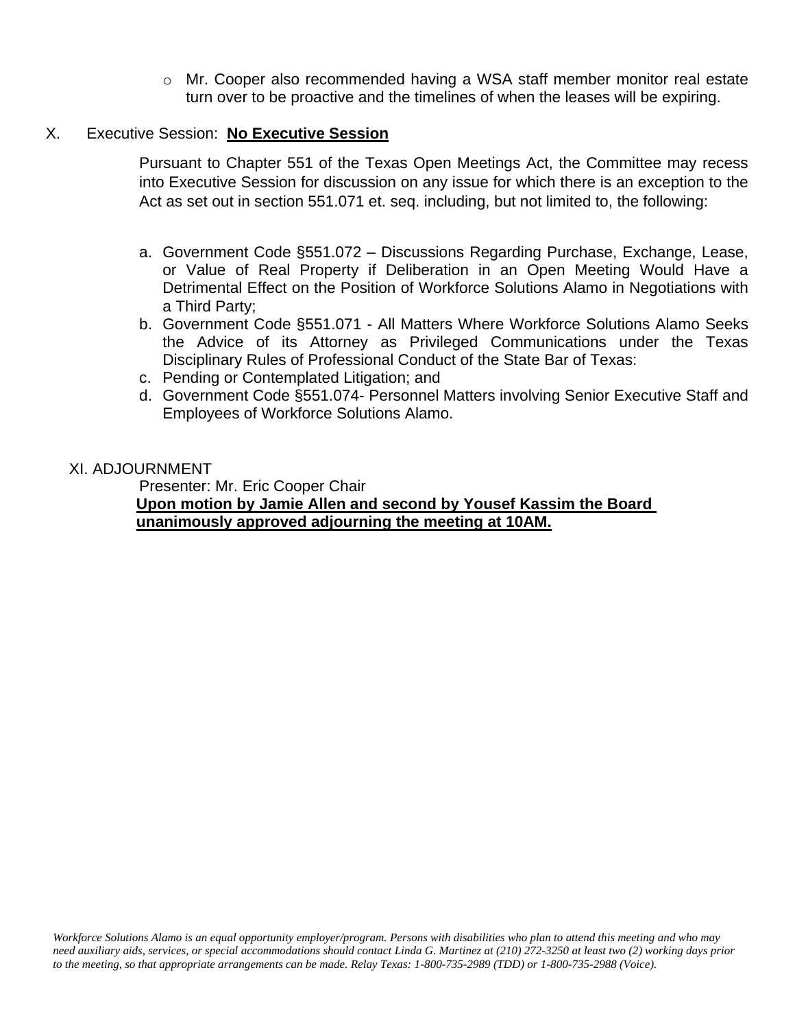- Mr. Cooper also recommended having a WSA staff member monitor real estate turn over to be proactive and the timelines of when the leases will be expiring.

X. Executive Session: **No Executive Session**

Pursuant to Chapter 551 of the Texas Open Meetings Act, the Committee may recess into Executive Session for discussion on any issue for which there is an exception to the Act as set out in section 551.071 et. seq. including, but not limited to, the following:

a. Government Code §551.072 – Discussions Regarding Purchase, Exchange, Lease, or Value of Real Property if Deliberation in an Open Meeting Would Have a Detrimental Effect on the Position of Workforce Solutions Alamo in Negotiations with a Third Party;
b. Government Code §551.071 - All Matters Where Workforce Solutions Alamo Seeks the Advice of its Attorney as Privileged Communications under the Texas Disciplinary Rules of Professional Conduct of the State Bar of Texas:
c. Pending or Contemplated Litigation; and
d. Government Code §551.074- Personnel Matters involving Senior Executive Staff and Employees of Workforce Solutions Alamo.

XI. ADJOURNMENT

Presenter: Mr. Eric Cooper Chair

**Upon motion by Jamie Allen and second by Yousef Kassim the Board unanimously approved adjourning the meeting at 10AM.**

*Workforce Solutions Alamo is an equal opportunity employer/program. Persons with disabilities who plan to attend this meeting and who may need auxiliary aids, services, or special accommodations should contact Linda G. Martinez at (210) 272-3250 at least two (2) working days prior to the meeting, so that appropriate arrangements can be made. Relay Texas: 1-800-735-2989 (TDD) or 1-800-735-2988 (Voice).*